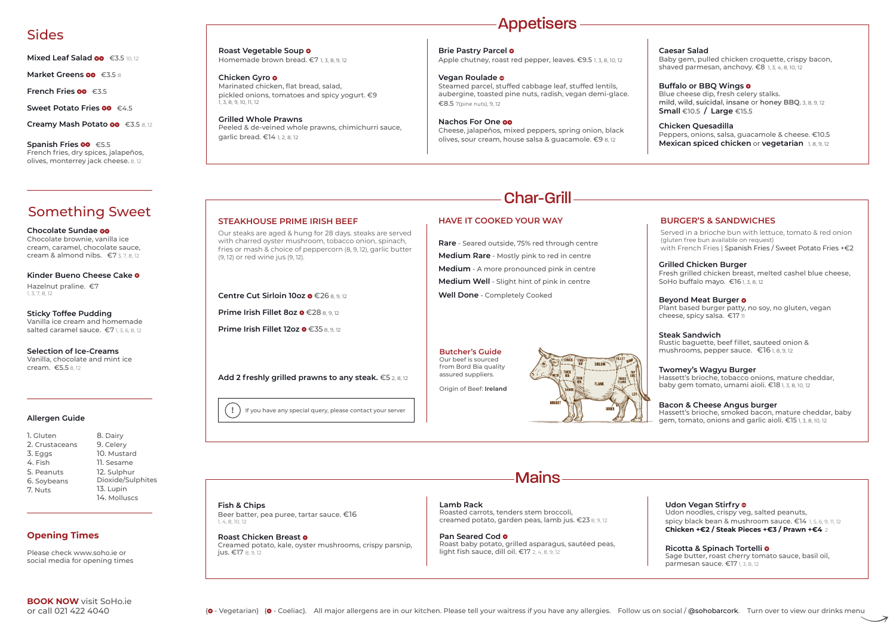## Sides

**Mixed Leaf Salad** (V)(C) €3.5 10, 12

**Market Greens** (V)(C) €3.5 8

**French Fries** (V)(C) €3.5

**Sweet Potato Fries** (V)(C) €4.5

**Creamy Mash Potato** (V)(C) €3.5 8, 12

**Spanish Fries** (V)(C) €5.5
French fries, dry spices, jalapeños, olives, monterrey jack cheese. 8, 12

## Something Sweet

**Chocolate Sundae** (V)(C)
Chocolate brownie, vanilla ice cream, caramel, chocolate sauce, cream & almond nibs. €7 3, 7, 8, 12

**Kinder Bueno Cheese Cake** (V)
Hazelnut praline. €7
1, 3, 7, 8, 12

**Sticky Toffee Pudding**
Vanilla ice cream and homemade salted caramel sauce. €7 1, 3, 6, 8, 12

**Selection of Ice-Creams**
Vanilla, chocolate and mint ice cream. €5.5 8, 12

### Allergen Guide

1. Gluten
2. Crustaceans
3. Eggs
4. Fish
5. Peanuts
6. Soybeans
7. Nuts
8. Dairy
9. Celery
10. Mustard
11. Sesame
12. Sulphur Dioxide/Sulphites
13. Lupin
14. Molluscs

### Opening Times

Please check www.soho.ie or social media for opening times

**BOOK NOW** visit SoHo.ie or call 021 422 4040

## Appetisers

**Roast Vegetable Soup** (V)
Homemade brown bread. €7 1, 3, 8, 9, 12

**Chicken Gyro** (C)
Marinated chicken, flat bread, salad, pickled onions, tomatoes and spicy yogurt. €9
1, 3, 8, 9, 10, 11, 12

**Grilled Whole Prawns**
Peeled & de-veined whole prawns, chimichurri sauce, garlic bread. €14 1, 2, 8, 12

**Brie Pastry Parcel** (V)
Apple chutney, roast red pepper, leaves. €9.5 1, 3, 8, 10, 12

**Vegan Roulade** (V)
Steamed parcel, stuffed cabbage leaf, stuffed lentils, aubergine, toasted pine nuts, radish, vegan demi-glace. €8.5 7(pine nuts), 9, 12

**Nachos For One** (V)(C)
Cheese, jalapeños, mixed peppers, spring onion, black olives, sour cream, house salsa & guacamole. €9 8, 12

**Caesar Salad**
Baby gem, pulled chicken croquette, crispy bacon, shaved parmesan, anchovy. €8 1, 3, 4, 8, 10, 12

**Buffalo or BBQ Wings** (C)
Blue cheese dip, fresh celery stalks.
**mild, wild, suicidal, insane** or **honey BBQ**. 3, 8, 9, 12
**Small** €10.5 / **Large** €15.5

**Chicken Quesadilla**
Peppers, onions, salsa, guacamole & cheese. €10.5
**Mexican spiced chicken** or **vegetarian** 1, 8, 9, 12

## Char-Grill

### STEAKHOUSE PRIME IRISH BEEF

Our steaks are aged & hung for 28 days. steaks are served with charred oyster mushroom, tobacco onion, spinach, fries or mash & choice of peppercorn (8, 9, 12), garlic butter (9, 12) or red wine jus (9, 12).

**Centre Cut Sirloin 10oz** (C) €26 8, 9, 12

**Prime Irish Fillet 8oz** (C) €28 8, 9, 12

**Prime Irish Fillet 12oz** (C) €35 8, 9, 12

**Add 2 freshly grilled prawns to any steak.** €5 2, 8, 12

! If you have any special query, please contact your server

### HAVE IT COOKED YOUR WAY

**Rare** - Seared outside, 75% red through centre

**Medium Rare** - Mostly pink to red in centre

**Medium** - A more pronounced pink in centre

**Medium Well** - Slight hint of pink in centre

**Well Done** - Completely Cooked

**Butcher's Guide**
Our beef is sourced from Bord Bia quality assured suppliers.

Origin of Beef: **Ireland**

### BURGER'S & SANDWICHES

Served in a brioche bun with lettuce, tomato & red onion
(gluten free bun available on request)
with French Fries | Spanish Fries / Sweet Potato Fries +€2

**Grilled Chicken Burger**
Fresh grilled chicken breast, melted cashel blue cheese, SoHo buffalo mayo. €16 1, 3, 8, 12

**Beyond Meat Burger** (V)
Plant based burger patty, no soy, no gluten, vegan cheese, spicy salsa. €17 11

**Steak Sandwich**
Rustic baguette, beef fillet, sauteed onion & mushrooms, pepper sauce. €16 1, 8, 9, 12

**Twomey's Wagyu Burger**
Hassett's brioche, tobacco onions, mature cheddar, baby gem tomato, umami aioli. €18 1, 3, 8, 10, 12

**Bacon & Cheese Angus burger**
Hassett's brioche, smoked bacon, mature cheddar, baby gem, tomato, onions and garlic aioli. €15 1, 3, 8, 10, 12

## Mains

**Fish & Chips**
Beer batter, pea puree, tartar sauce. €16
1, 4, 8, 10, 12

**Roast Chicken Breast** (C)
Creamed potato, kale, oyster mushrooms, crispy parsnip, jus. €17 8, 9, 12

**Lamb Rack**
Roasted carrots, tenders stem broccoli, creamed potato, garden peas, lamb jus. €23 8, 9, 12

**Pan Seared Cod** (C)
Roast baby potato, grilled asparagus, sautéed peas, light fish sauce, dill oil. €17 2, 4, 8, 9, 12

**Udon Vegan Stirfry** (V)
Udon noodles, crispy veg, salted peanuts, spicy black bean & mushroom sauce. €14 1, 5, 6, 9, 11, 12
**Chicken +€2 / Steak Pieces +€3 / Prawn +€4** 2

**Ricotta & Spinach Tortelli** (V)
Sage butter, roast cherry tomato sauce, basil oil, parmesan sauce. €17 1, 3, 8, 12

{(V) - Vegetarian} {(C) - Coeliac}. All major allergens are in our kitchen. Please tell your waitress if you have any allergies. Follow us on social / @sohobarcork. Turn over to view our drinks menu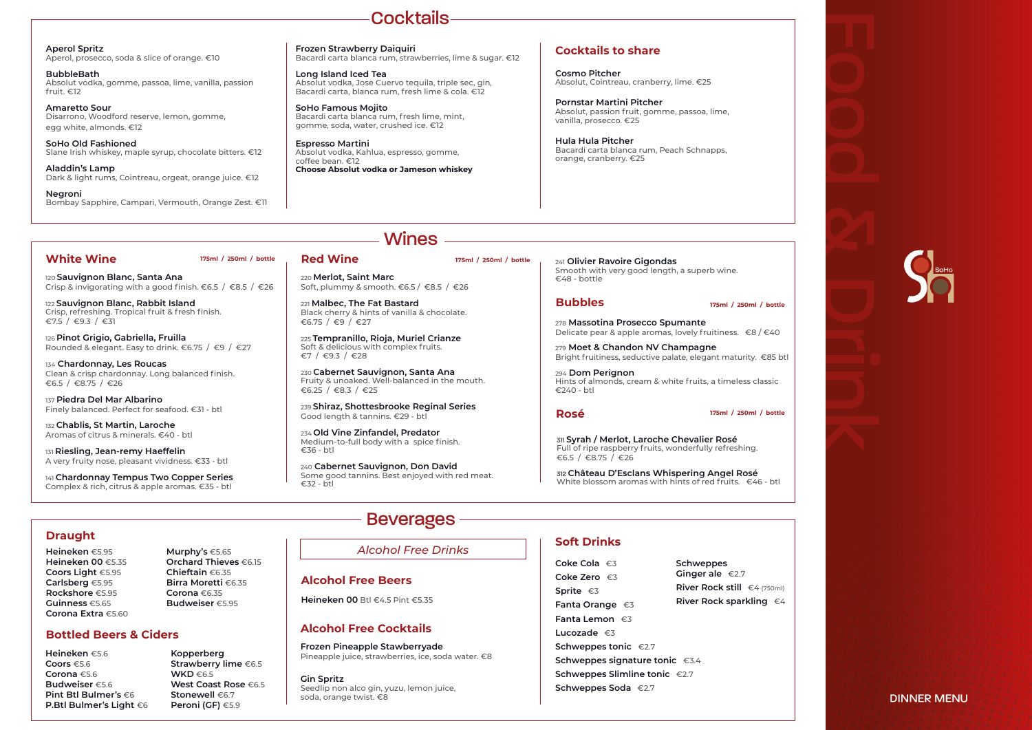# Cocktails

**Aperol Spritz**
Aperol, prosecco, soda & slice of orange. €10

**BubbleBath**
Absolut vodka, gomme, passoa, lime, vanilla, passion fruit. €12

**Amaretto Sour**
Disarrono, Woodford reserve, lemon, gomme, egg white, almonds. €12

**SoHo Old Fashioned**
Slane Irish whiskey, maple syrup, chocolate bitters. €12

**Aladdin's Lamp**
Dark & light rums, Cointreau, orgeat, orange juice. €12

**Negroni**
Bombay Sapphire, Campari, Vermouth, Orange Zest. €11

**Frozen Strawberry Daiquiri**
Bacardi carta blanca rum, strawberries, lime & sugar. €12

**Long Island Iced Tea**
Absolut vodka, Jose Cuervo tequila, triple sec, gin, Bacardi carta, blanca rum, fresh lime & cola. €12

**SoHo Famous Mojito**
Bacardi carta blanca rum, fresh lime, mint, gomme, soda, water, crushed ice. €12

**Espresso Martini**
Absolut vodka, Kahlua, espresso, gomme, coffee bean. €12
**Choose Absolut vodka or Jameson whiskey**

## Cocktails to share

**Cosmo Pitcher**
Absolut, Cointreau, cranberry, lime. €25

**Pornstar Martini Pitcher**
Absolut, passion fruit, gomme, passoa, lime, vanilla, prosecco. €25

**Hula Hula Pitcher**
Bacardi carta blanca rum, Peach Schnapps, orange, cranberry. €25

# Wines

## White Wine

175ml / 250ml / bottle

120 **Sauvignon Blanc, Santa Ana**
Crisp & invigorating with a good finish. €6.5 / €8.5 / €26

122 **Sauvignon Blanc, Rabbit Island**
Crisp, refreshing. Tropical fruit & fresh finish. €7.5 / €9.3 / €31

126 **Pinot Grigio, Gabriella, Fruilla**
Rounded & elegant. Easy to drink. €6.75 / €9 / €27

134 **Chardonnay, Les Roucas**
Clean & crisp chardonnay. Long balanced finish. €6.5 / €8.75 / €26

137 **Piedra Del Mar Albarino**
Finely balanced. Perfect for seafood. €31 - btl

132 **Chablis, St Martin, Laroche**
Aromas of citrus & minerals. €40 - btl

131 **Riesling, Jean-remy Haeffelin**
A very fruity nose, pleasant vividness. €33 - btl

141 **Chardonnay Tempus Two Copper Series**
Complex & rich, citrus & apple aromas. €35 - btl

## Red Wine

175ml / 250ml / bottle

220 **Merlot, Saint Marc**
Soft, plummy & smooth. €6.5 / €8.5 / €26

221 **Malbec, The Fat Bastard**
Black cherry & hints of vanilla & chocolate. €6.75 / €9 / €27

225 **Tempranillo, Rioja, Muriel Crianze**
Soft & delicious with complex fruits. €7 / €9.3 / €28

230 **Cabernet Sauvignon, Santa Ana**
Fruity & unoaked. Well-balanced in the mouth. €6.25 / €8.3 / €25

239 **Shiraz, Shottesbrooke Reginal Series**
Good length & tannins. €29 - btl

234 **Old Vine Zinfandel, Predator**
Medium-to-full body with a spice finish. €36 - btl

240 **Cabernet Sauvignon, Don David**
Some good tannins. Best enjoyed with red meat. €32 - btl

241 **Olivier Ravoire Gigondas**
Smooth with very good length, a superb wine. €48 - bottle

## Bubbles

175ml / 250ml / bottle

278 **Massotina Prosecco Spumante**
Delicate pear & apple aromas, lovely fruitiness. €8 / €40

279 **Moet & Chandon NV Champagne**
Bright fruitiness, seductive palate, elegant maturity. €85 btl

294 **Dom Perignon**
Hints of almonds, cream & white fruits, a timeless classic €240 - btl

## Rosé

175ml / 250ml / bottle

311 **Syrah / Merlot, Laroche Chevalier Rosé**
Full of ripe raspberry fruits, wonderfully refreshing. €6.5 / €8.75 / €26

312 **Château D'Esclans Whispering Angel Rosé**
White blossom aromas with hints of red fruits. €46 - btl

# Beverages

## Draught

**Heineken** €5.95
**Heineken 00** €5.35
**Coors Light** €5.95
**Carlsberg** €5.95
**Rockshore** €5.95
**Guinness** €5.65
**Corona Extra** €5.60
**Murphy's** €5.65
**Orchard Thieves** €6.15
**Chieftain** €6.35
**Birra Moretti** €6.35
**Corona** €6.35
**Budweiser** €5.95

## Bottled Beers & Ciders

**Heineken** €5.6
**Coors** €5.6
**Corona** €5.6
**Budweiser** €5.6
**Pint Btl Bulmer's** €6
**P.Btl Bulmer's Light** €6
**Kopperberg**
**Strawberry lime** €6.5
**WKD** €6.5
**West Coast Rose** €6.5
**Stonewell** €6.7
**Peroni (GF)** €5.9

## *Alcohol Free Drinks*

## Alcohol Free Beers

**Heineken 00** Btl €4.5 Pint €5.35

## Alcohol Free Cocktails

**Frozen Pineapple Stawberryade**
Pineapple juice, strawberries, ice, soda water. €8

**Gin Spritz**
Seedlip non alco gin, yuzu, lemon juice, soda, orange twist. €8

## Soft Drinks

**Coke Cola** €3
**Coke Zero** €3
**Sprite** €3
**Fanta Orange** €3
**Fanta Lemon** €3
**Lucozade** €3
**Schweppes tonic** €2.7
**Schweppes signature tonic** €3.4
**Schweppes Slimline tonic** €2.7
**Schweppes Soda** €2.7
**Schweppes Ginger ale** €2.7
**River Rock still** €4 (750ml)
**River Rock sparkling** €4

Food & Drink

SoHo

DINNER MENU